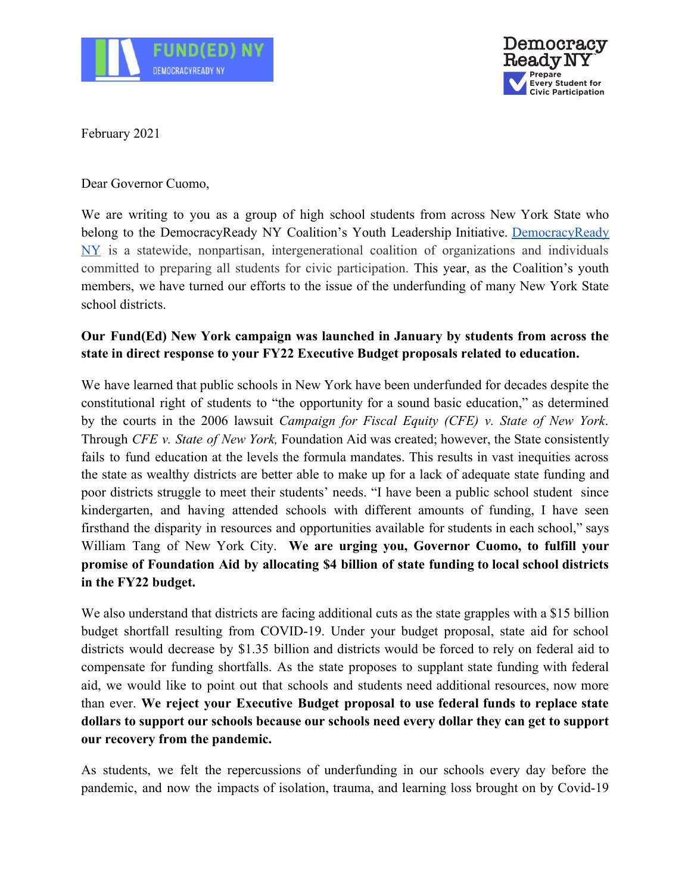February 2021

Dear Governor Cuomo,

We are writing to you as a group of high school students from across New York State who belong to the DemocracyReady NY Coalition's Youth Leadership Initiative. DemocracyReady NY is a statewide, nonpartisan, intergenerational coalition of organizations and individuals committed to preparing all students for civic participation. This year, as the Coalition's youth members, we have turned our efforts to the issue of the underfunding of many New York State school districts.

**Our Fund(Ed) New York campaign was launched in January by students from across the state in direct response to your FY22 Executive Budget proposals related to education.**

We have learned that public schools in New York have been underfunded for decades despite the constitutional right of students to "the opportunity for a sound basic education," as determined by the courts in the 2006 lawsuit *Campaign for Fiscal Equity (CFE) v. State of New York*. Through *CFE v. State of New York,* Foundation Aid was created; however, the State consistently fails to fund education at the levels the formula mandates. This results in vast inequities across the state as wealthy districts are better able to make up for a lack of adequate state funding and poor districts struggle to meet their students' needs. "I have been a public school student since kindergarten, and having attended schools with different amounts of funding, I have seen firsthand the disparity in resources and opportunities available for students in each school," says William Tang of New York City. **We are urging you, Governor Cuomo, to fulfill your promise of Foundation Aid by allocating $4 billion of state funding to local school districts in the FY22 budget.**

We also understand that districts are facing additional cuts as the state grapples with a $15 billion budget shortfall resulting from COVID-19. Under your budget proposal, state aid for school districts would decrease by $1.35 billion and districts would be forced to rely on federal aid to compensate for funding shortfalls. As the state proposes to supplant state funding with federal aid, we would like to point out that schools and students need additional resources, now more than ever. **We reject your Executive Budget proposal to use federal funds to replace state dollars to support our schools because our schools need every dollar they can get to support our recovery from the pandemic.**

As students, we felt the repercussions of underfunding in our schools every day before the pandemic, and now the impacts of isolation, trauma, and learning loss brought on by Covid-19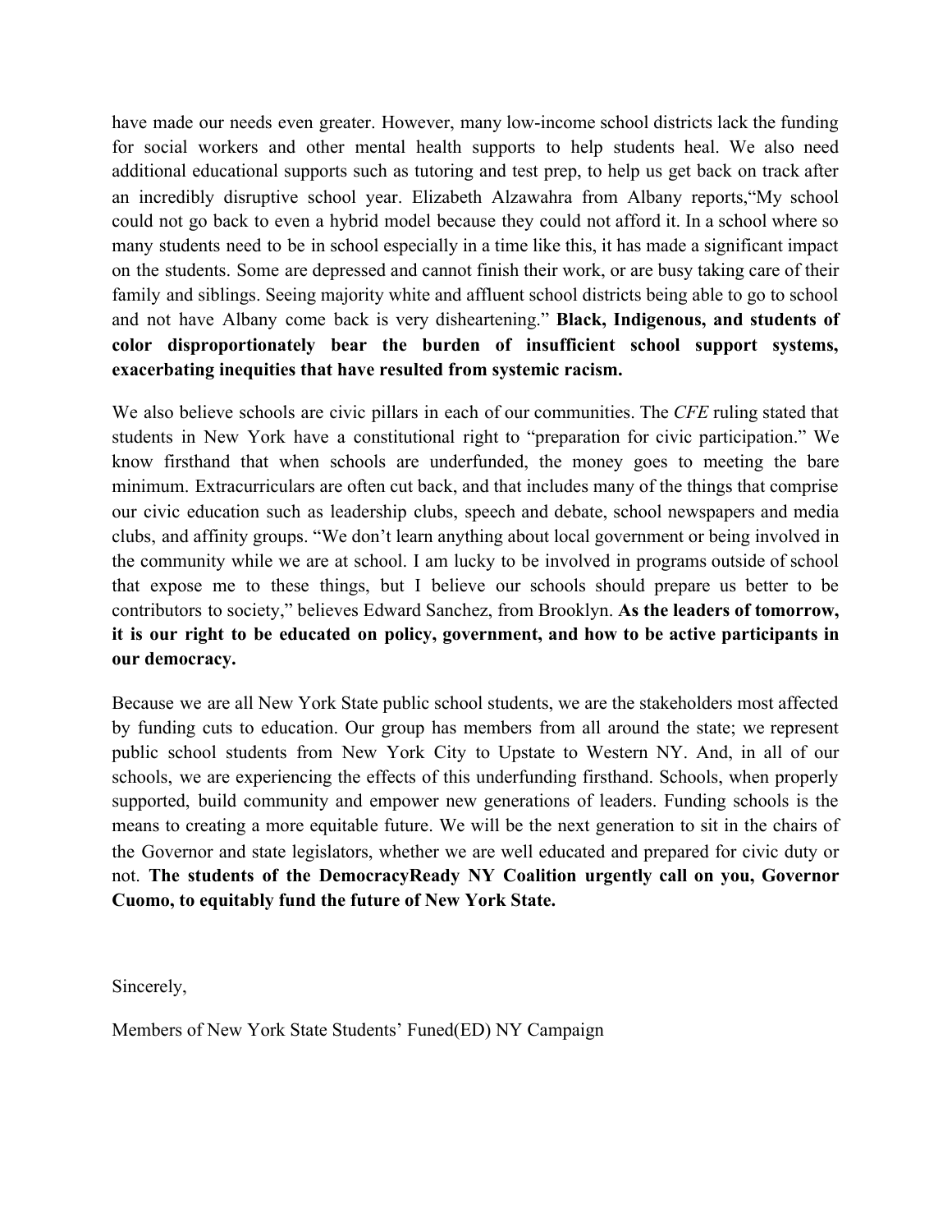have made our needs even greater. However, many low-income school districts lack the funding for social workers and other mental health supports to help students heal. We also need additional educational supports such as tutoring and test prep, to help us get back on track after an incredibly disruptive school year. Elizabeth Alzawahra from Albany reports,"My school could not go back to even a hybrid model because they could not afford it. In a school where so many students need to be in school especially in a time like this, it has made a significant impact on the students. Some are depressed and cannot finish their work, or are busy taking care of their family and siblings. Seeing majority white and affluent school districts being able to go to school and not have Albany come back is very disheartening." **Black, Indigenous, and students of color disproportionately bear the burden of insufficient school support systems, exacerbating inequities that have resulted from systemic racism.**

We also believe schools are civic pillars in each of our communities. The *CFE* ruling stated that students in New York have a constitutional right to "preparation for civic participation." We know firsthand that when schools are underfunded, the money goes to meeting the bare minimum. Extracurriculars are often cut back, and that includes many of the things that comprise our civic education such as leadership clubs, speech and debate, school newspapers and media clubs, and affinity groups. "We don't learn anything about local government or being involved in the community while we are at school. I am lucky to be involved in programs outside of school that expose me to these things, but I believe our schools should prepare us better to be contributors to society," believes Edward Sanchez, from Brooklyn. **As the leaders of tomorrow, it is our right to be educated on policy, government, and how to be active participants in our democracy.**

Because we are all New York State public school students, we are the stakeholders most affected by funding cuts to education. Our group has members from all around the state; we represent public school students from New York City to Upstate to Western NY. And, in all of our schools, we are experiencing the effects of this underfunding firsthand. Schools, when properly supported, build community and empower new generations of leaders. Funding schools is the means to creating a more equitable future. We will be the next generation to sit in the chairs of the Governor and state legislators, whether we are well educated and prepared for civic duty or not. **The students of the DemocracyReady NY Coalition urgently call on you, Governor Cuomo, to equitably fund the future of New York State.**

Sincerely,

Members of New York State Students' Funed(ED) NY Campaign